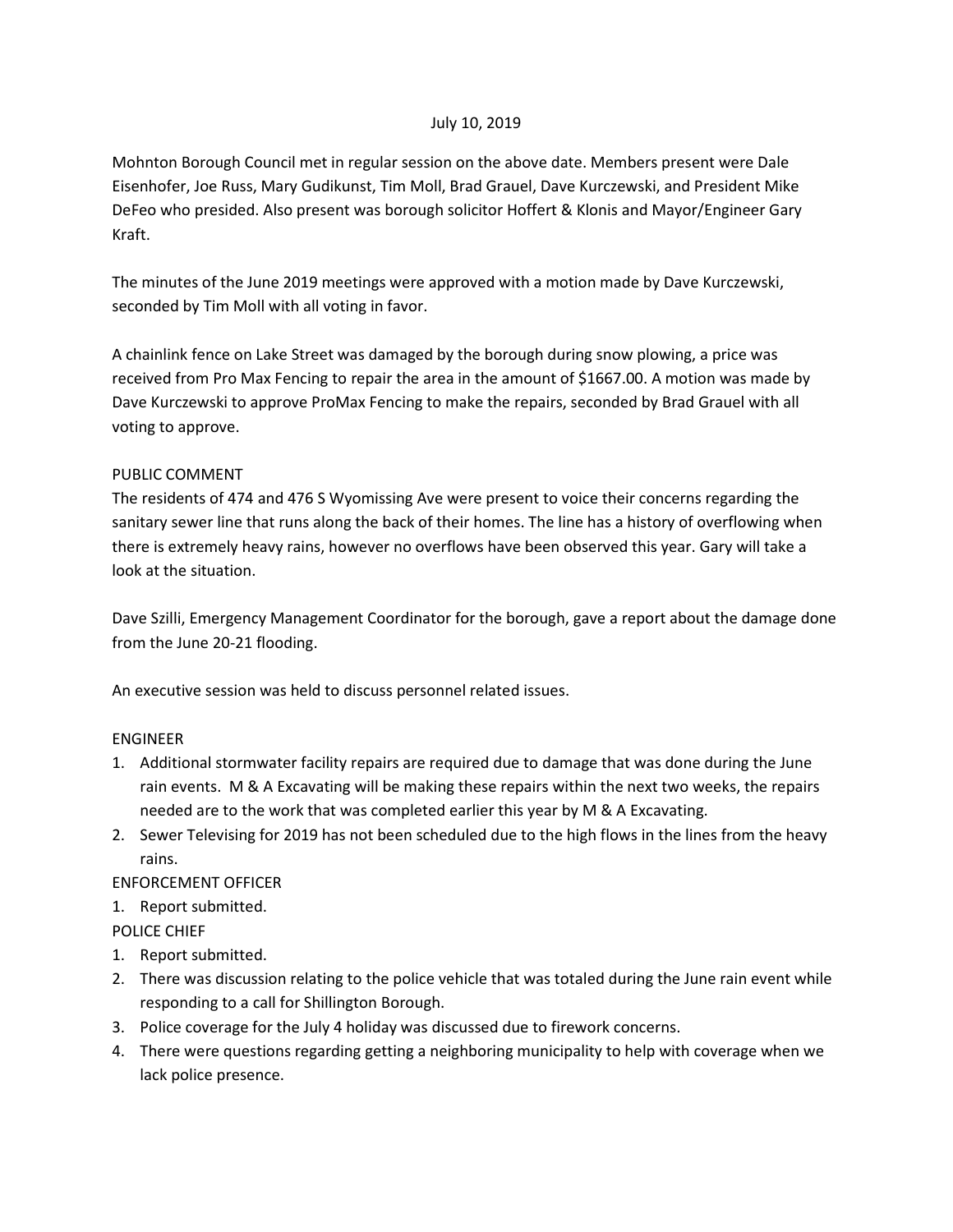July 10, 2019

Mohnton Borough Council met in regular session on the above date. Members present were Dale Eisenhofer, Joe Russ, Mary Gudikunst, Tim Moll, Brad Grauel, Dave Kurczewski, and President Mike DeFeo who presided. Also present was borough solicitor Hoffert & Klonis and Mayor/Engineer Gary Kraft.

The minutes of the June 2019 meetings were approved with a motion made by Dave Kurczewski, seconded by Tim Moll with all voting in favor.

A chainlink fence on Lake Street was damaged by the borough during snow plowing, a price was received from Pro Max Fencing to repair the area in the amount of $1667.00. A motion was made by Dave Kurczewski to approve ProMax Fencing to make the repairs, seconded by Brad Grauel with all voting to approve.

PUBLIC COMMENT

The residents of 474 and 476 S Wyomissing Ave were present to voice their concerns regarding the sanitary sewer line that runs along the back of their homes. The line has a history of overflowing when there is extremely heavy rains, however no overflows have been observed this year. Gary will take a look at the situation.

Dave Szilli, Emergency Management Coordinator for the borough, gave a report about the damage done from the June 20-21 flooding.

An executive session was held to discuss personnel related issues.

ENGINEER

1. Additional stormwater facility repairs are required due to damage that was done during the June rain events. M & A Excavating will be making these repairs within the next two weeks, the repairs needed are to the work that was completed earlier this year by M & A Excavating.
2. Sewer Televising for 2019 has not been scheduled due to the high flows in the lines from the heavy rains.

ENFORCEMENT OFFICER

1. Report submitted.

POLICE CHIEF

1. Report submitted.
2. There was discussion relating to the police vehicle that was totaled during the June rain event while responding to a call for Shillington Borough.
3. Police coverage for the July 4 holiday was discussed due to firework concerns.
4. There were questions regarding getting a neighboring municipality to help with coverage when we lack police presence.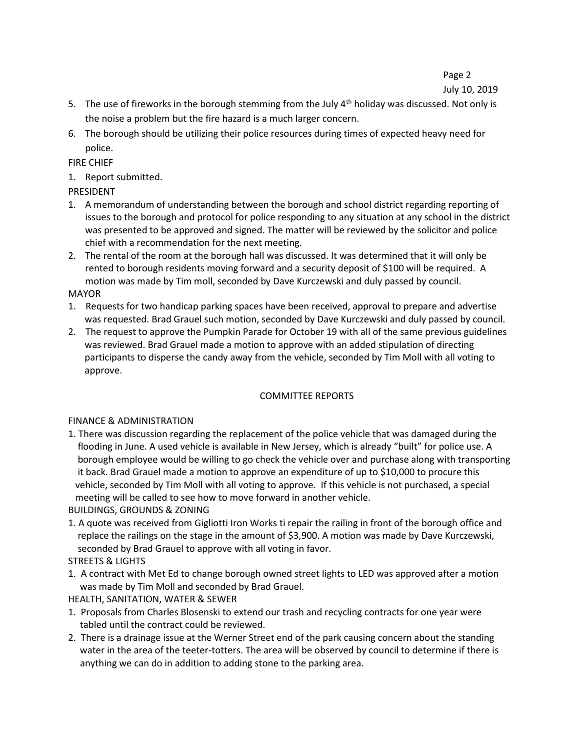5. The use of fireworks in the borough stemming from the July 4th holiday was discussed. Not only is the noise a problem but the fire hazard is a much larger concern.
6. The borough should be utilizing their police resources during times of expected heavy need for police.

FIRE CHIEF

1. Report submitted.

PRESIDENT

1. A memorandum of understanding between the borough and school district regarding reporting of issues to the borough and protocol for police responding to any situation at any school in the district was presented to be approved and signed. The matter will be reviewed by the solicitor and police chief with a recommendation for the next meeting.
2. The rental of the room at the borough hall was discussed. It was determined that it will only be rented to borough residents moving forward and a security deposit of $100 will be required. A motion was made by Tim moll, seconded by Dave Kurczewski and duly passed by council.

MAYOR

1. Requests for two handicap parking spaces have been received, approval to prepare and advertise was requested. Brad Grauel such motion, seconded by Dave Kurczewski and duly passed by council.
2. The request to approve the Pumpkin Parade for October 19 with all of the same previous guidelines was reviewed. Brad Grauel made a motion to approve with an added stipulation of directing participants to disperse the candy away from the vehicle, seconded by Tim Moll with all voting to approve.

COMMITTEE REPORTS

FINANCE & ADMINISTRATION

1. There was discussion regarding the replacement of the police vehicle that was damaged during the flooding in June. A used vehicle is available in New Jersey, which is already "built" for police use. A borough employee would be willing to go check the vehicle over and purchase along with transporting it back. Brad Grauel made a motion to approve an expenditure of up to $10,000 to procure this vehicle, seconded by Tim Moll with all voting to approve. If this vehicle is not purchased, a special meeting will be called to see how to move forward in another vehicle.

BUILDINGS, GROUNDS & ZONING

1. A quote was received from Gigliotti Iron Works ti repair the railing in front of the borough office and replace the railings on the stage in the amount of $3,900. A motion was made by Dave Kurczewski, seconded by Brad Grauel to approve with all voting in favor.

STREETS & LIGHTS

1. A contract with Met Ed to change borough owned street lights to LED was approved after a motion was made by Tim Moll and seconded by Brad Grauel.

HEALTH, SANITATION, WATER & SEWER

1. Proposals from Charles Blosenski to extend our trash and recycling contracts for one year were tabled until the contract could be reviewed.
2. There is a drainage issue at the Werner Street end of the park causing concern about the standing water in the area of the teeter-totters. The area will be observed by council to determine if there is anything we can do in addition to adding stone to the parking area.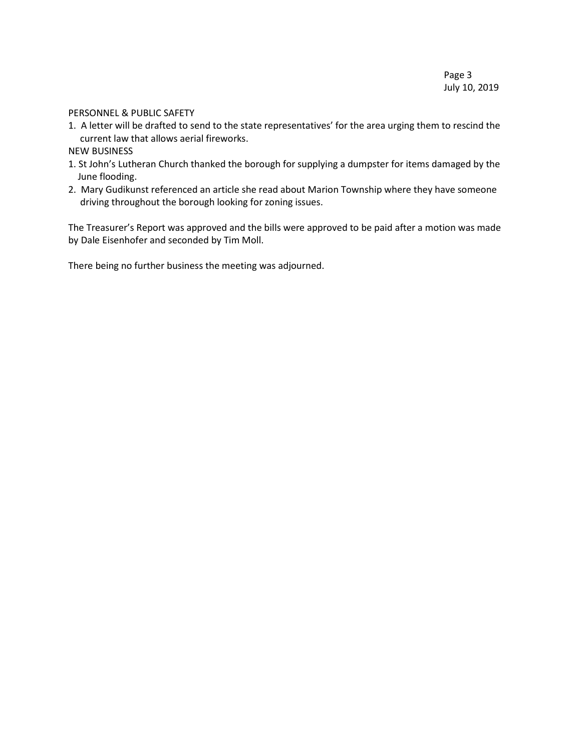PERSONNEL & PUBLIC SAFETY

1. A letter will be drafted to send to the state representatives' for the area urging them to rescind the current law that allows aerial fireworks.

NEW BUSINESS

1. St John's Lutheran Church thanked the borough for supplying a dumpster for items damaged by the June flooding.
2. Mary Gudikunst referenced an article she read about Marion Township where they have someone driving throughout the borough looking for zoning issues.

The Treasurer's Report was approved and the bills were approved to be paid after a motion was made by Dale Eisenhofer and seconded by Tim Moll.

There being no further business the meeting was adjourned.